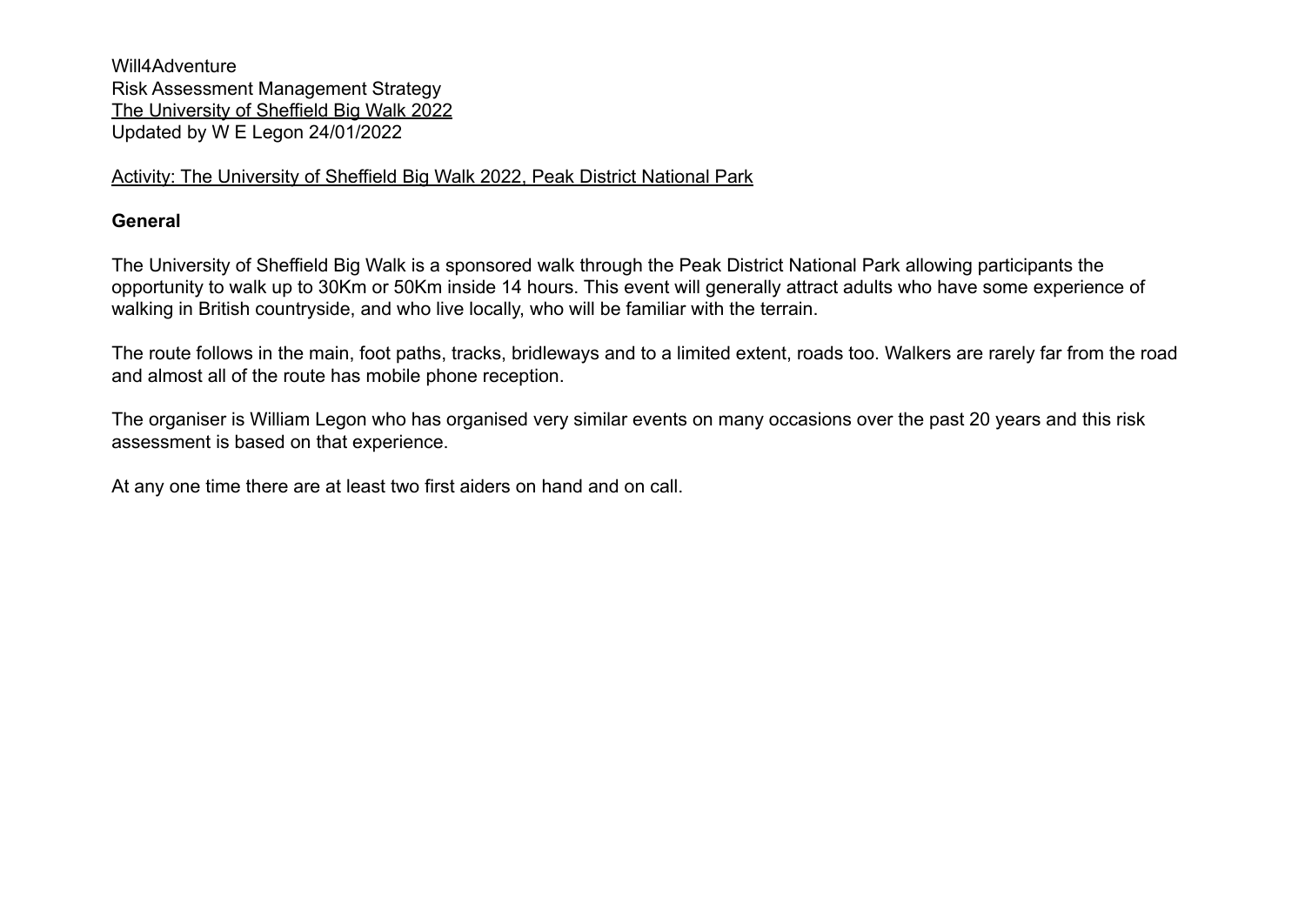Will4Adventure
Risk Assessment Management Strategy
The University of Sheffield Big Walk 2022
Updated by W E Legon 24/01/2022

Activity: The University of Sheffield Big Walk 2022, Peak District National Park

**General**

The University of Sheffield Big Walk is a sponsored walk through the Peak District National Park allowing participants the opportunity to walk up to 30Km or 50Km inside 14 hours. This event will generally attract adults who have some experience of walking in British countryside, and who live locally, who will be familiar with the terrain.

The route follows in the main, foot paths, tracks, bridleways and to a limited extent, roads too. Walkers are rarely far from the road and almost all of the route has mobile phone reception.

The organiser is William Legon who has organised very similar events on many occasions over the past 20 years and this risk assessment is based on that experience.

At any one time there are at least two first aiders on hand and on call.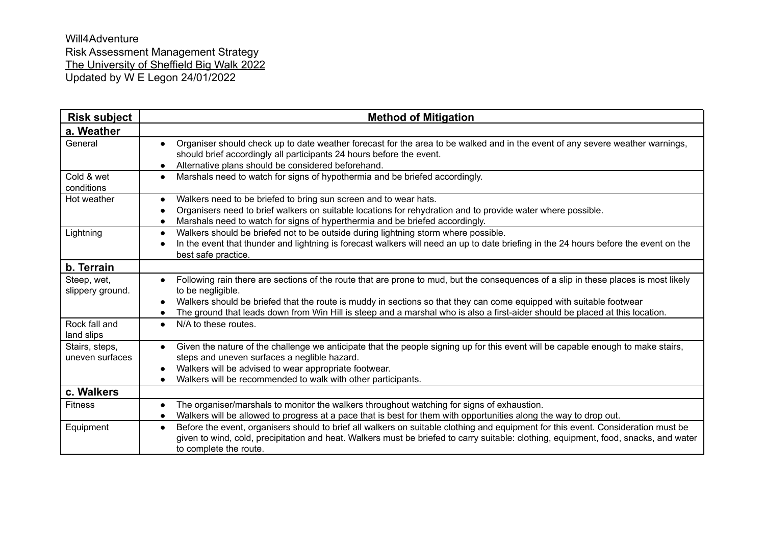Will4Adventure
Risk Assessment Management Strategy
The University of Sheffield Big Walk 2022
Updated by W E Legon 24/01/2022

| Risk subject | Method of Mitigation |
|---|---|
| **a. Weather** | |
| General | • Organiser should check up to date weather forecast for the area to be walked and in the event of any severe weather warnings, should brief accordingly all participants 24 hours before the event.<br>• Alternative plans should be considered beforehand. |
| Cold & wet conditions | • Marshals need to watch for signs of hypothermia and be briefed accordingly. |
| Hot weather | • Walkers need to be briefed to bring sun screen and to wear hats.<br>• Organisers need to brief walkers on suitable locations for rehydration and to provide water where possible.<br>• Marshals need to watch for signs of hyperthermia and be briefed accordingly. |
| Lightning | • Walkers should be briefed not to be outside during lightning storm where possible.<br>• In the event that thunder and lightning is forecast walkers will need an up to date briefing in the 24 hours before the event on the best safe practice. |
| **b. Terrain** | |
| Steep, wet, slippery ground. | • Following rain there are sections of the route that are prone to mud, but the consequences of a slip in these places is most likely to be negligible.<br>• Walkers should be briefed that the route is muddy in sections so that they can come equipped with suitable footwear<br>• The ground that leads down from Win Hill is steep and a marshal who is also a first-aider should be placed at this location. |
| Rock fall and land slips | • N/A to these routes. |
| Stairs, steps, uneven surfaces | • Given the nature of the challenge we anticipate that the people signing up for this event will be capable enough to make stairs, steps and uneven surfaces a neglible hazard.<br>• Walkers will be advised to wear appropriate footwear.<br>• Walkers will be recommended to walk with other participants. |
| **c. Walkers** | |
| Fitness | • The organiser/marshals to monitor the walkers throughout watching for signs of exhaustion.<br>• Walkers will be allowed to progress at a pace that is best for them with opportunities along the way to drop out. |
| Equipment | • Before the event, organisers should to brief all walkers on suitable clothing and equipment for this event. Consideration must be given to wind, cold, precipitation and heat. Walkers must be briefed to carry suitable: clothing, equipment, food, snacks, and water to complete the route. |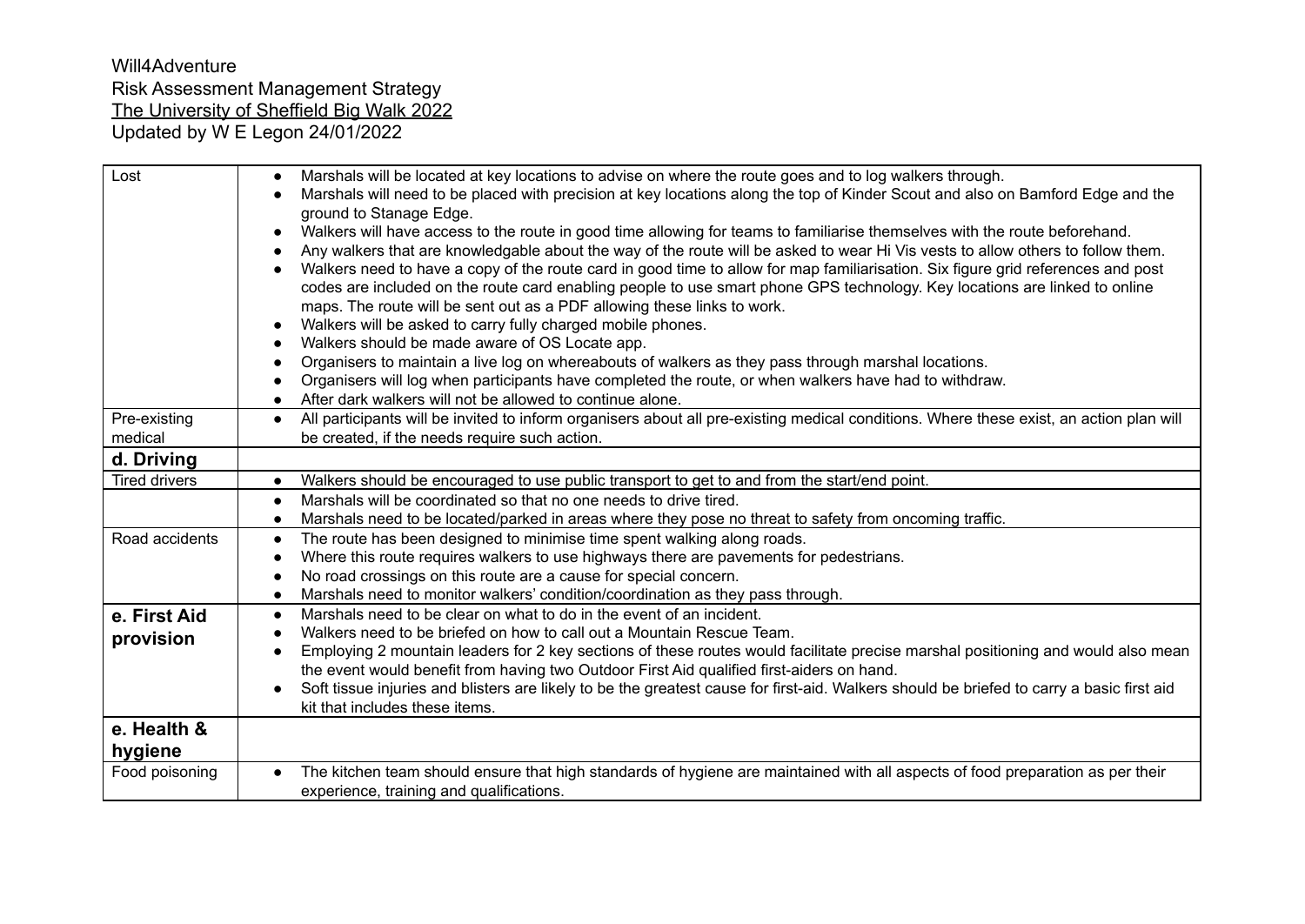Will4Adventure
Risk Assessment Management Strategy
The University of Sheffield Big Walk 2022
Updated by W E Legon 24/01/2022

| | |
|---|---|
| Lost | • Marshals will be located at key locations to advise on where the route goes and to log walkers through.<br>• Marshals will need to be placed with precision at key locations along the top of Kinder Scout and also on Bamford Edge and the ground to Stanage Edge.<br>• Walkers will have access to the route in good time allowing for teams to familiarise themselves with the route beforehand.<br>• Any walkers that are knowledgable about the way of the route will be asked to wear Hi Vis vests to allow others to follow them.<br>• Walkers need to have a copy of the route card in good time to allow for map familiarisation. Six figure grid references and post codes are included on the route card enabling people to use smart phone GPS technology. Key locations are linked to online maps. The route will be sent out as a PDF allowing these links to work.<br>• Walkers will be asked to carry fully charged mobile phones.<br>• Walkers should be made aware of OS Locate app.<br>• Organisers to maintain a live log on whereabouts of walkers as they pass through marshal locations.<br>• Organisers will log when participants have completed the route, or when walkers have had to withdraw.<br>• After dark walkers will not be allowed to continue alone. |
| Pre-existing medical | • All participants will be invited to inform organisers about all pre-existing medical conditions. Where these exist, an action plan will be created, if the needs require such action. |
| **d. Driving** | |
| Tired drivers | • Walkers should be encouraged to use public transport to get to and from the start/end point. |
| | • Marshals will be coordinated so that no one needs to drive tired.<br>• Marshals need to be located/parked in areas where they pose no threat to safety from oncoming traffic. |
| Road accidents | • The route has been designed to minimise time spent walking along roads.<br>• Where this route requires walkers to use highways there are pavements for pedestrians.<br>• No road crossings on this route are a cause for special concern.<br>• Marshals need to monitor walkers' condition/coordination as they pass through. |
| **e. First Aid provision** | • Marshals need to be clear on what to do in the event of an incident.<br>• Walkers need to be briefed on how to call out a Mountain Rescue Team.<br>• Employing 2 mountain leaders for 2 key sections of these routes would facilitate precise marshal positioning and would also mean the event would benefit from having two Outdoor First Aid qualified first-aiders on hand.<br>• Soft tissue injuries and blisters are likely to be the greatest cause for first-aid. Walkers should be briefed to carry a basic first aid kit that includes these items. |
| **e. Health & hygiene** | |
| Food poisoning | • The kitchen team should ensure that high standards of hygiene are maintained with all aspects of food preparation as per their experience, training and qualifications. |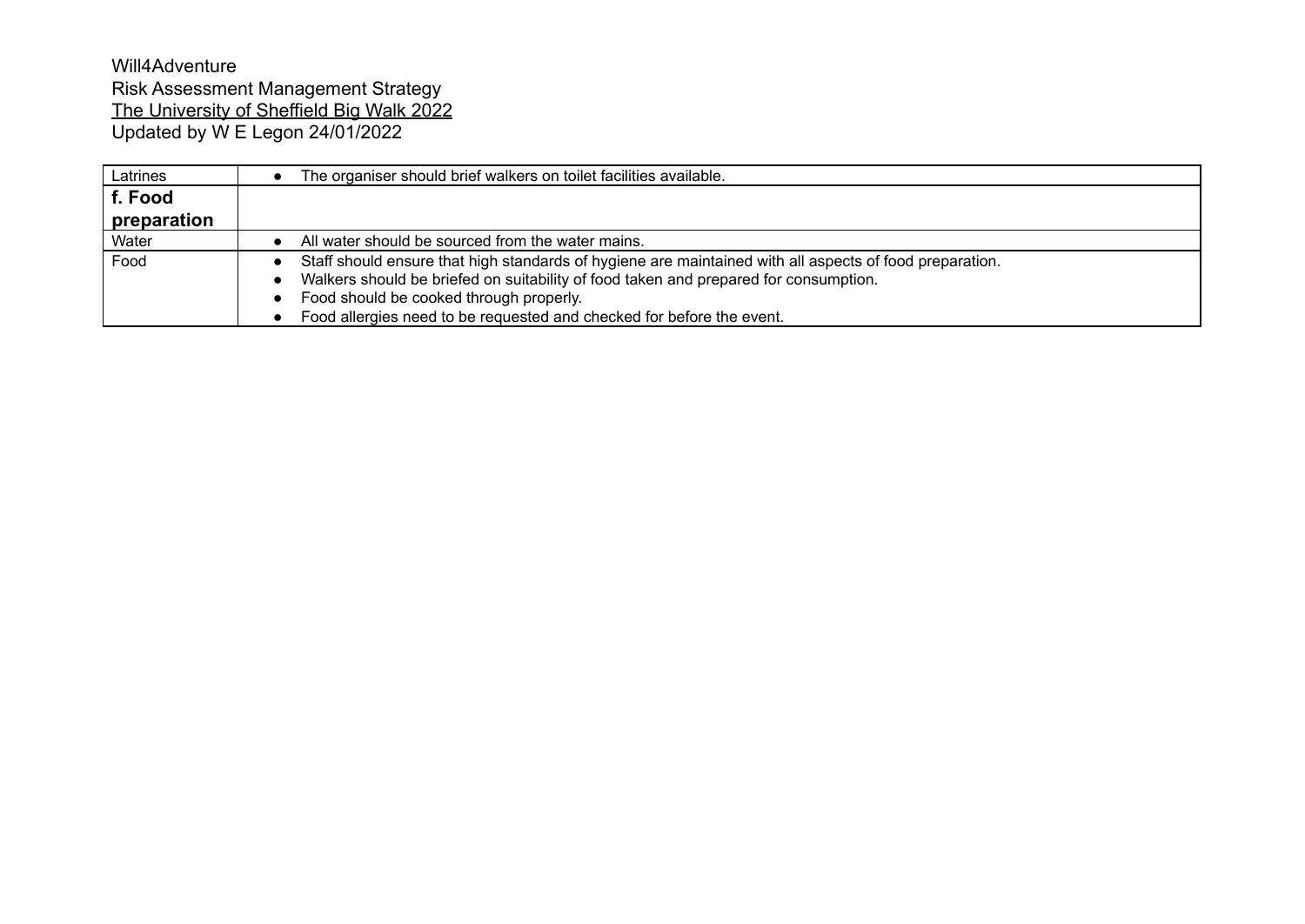| | |
|---|---|
| Latrines | • The organiser should brief walkers on toilet facilities available. |
| **f. Food preparation** | |
| Water | • All water should be sourced from the water mains. |
| Food | • Staff should ensure that high standards of hygiene are maintained with all aspects of food preparation.<br>• Walkers should be briefed on suitability of food taken and prepared for consumption.<br>• Food should be cooked through properly.<br>• Food allergies need to be requested and checked for before the event. |